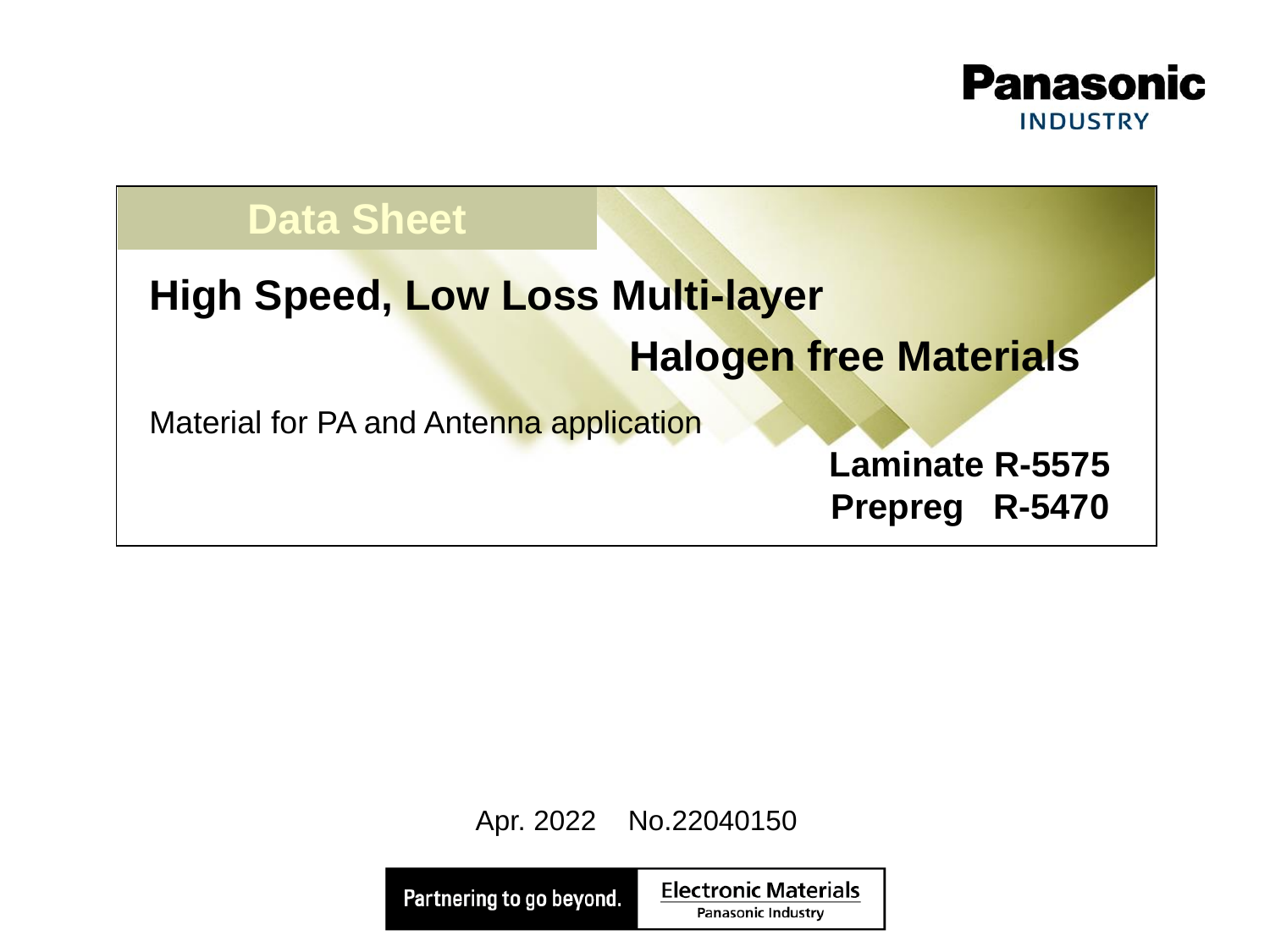Panasonic INDUSTRY

## Data Sheet

# High Speed, Low Loss Multi-layer Halogen free Materials

Material for PA and Antenna application

**Laminate R-5575**
**Prepreg R-5470**

Apr. 2022 No.22040150

Partnering to go beyond. | Electronic Materials Panasonic Industry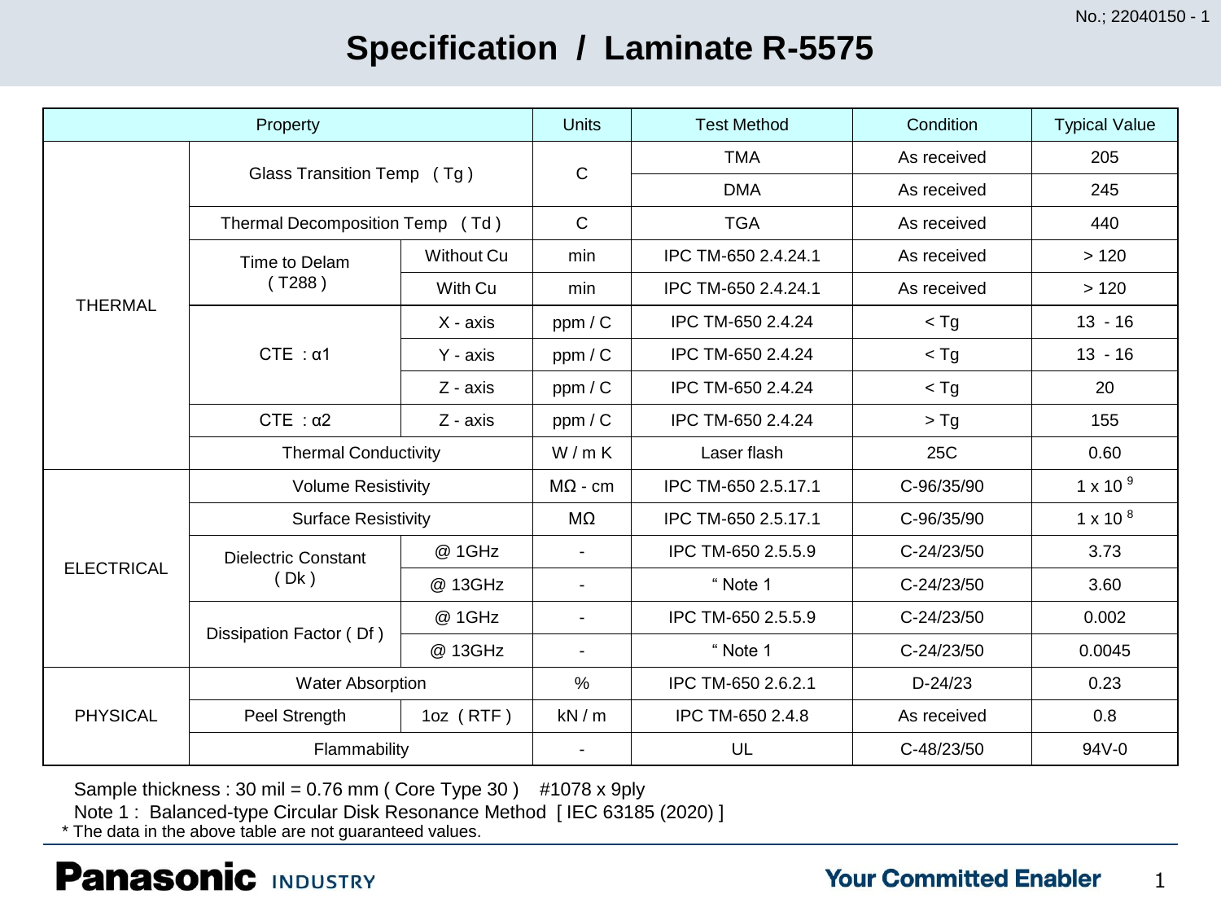# Specification / Laminate R-5575

| Property | | | Units | Test Method | Condition | Typical Value |
|---|---|---|---|---|---|---|
| THERMAL | Glass Transition Temp ( Tg ) | | C | TMA | As received | 205 |
| | | | | DMA | As received | 245 |
| | Thermal Decomposition Temp ( Td ) | | C | TGA | As received | 440 |
| | Time to Delam ( T288 ) | Without Cu | min | IPC TM-650 2.4.24.1 | As received | > 120 |
| | | With Cu | min | IPC TM-650 2.4.24.1 | As received | > 120 |
| | CTE : α1 | X - axis | ppm / C | IPC TM-650 2.4.24 | < Tg | 13 - 16 |
| | | Y - axis | ppm / C | IPC TM-650 2.4.24 | < Tg | 13 - 16 |
| | | Z - axis | ppm / C | IPC TM-650 2.4.24 | < Tg | 20 |
| | CTE : α2 | Z - axis | ppm / C | IPC TM-650 2.4.24 | > Tg | 155 |
| | Thermal Conductivity | | W / m K | Laser flash | 25C | 0.60 |
| ELECTRICAL | Volume Resistivity | | MΩ - cm | IPC TM-650 2.5.17.1 | C-96/35/90 | $1 \times 10^{9}$ |
| | Surface Resistivity | | MΩ | IPC TM-650 2.5.17.1 | C-96/35/90 | $1 \times 10^{8}$ |
| | Dielectric Constant ( Dk ) | @ 1GHz | - | IPC TM-650 2.5.5.9 | C-24/23/50 | 3.73 |
| | | @ 13GHz | - | " Note 1 | C-24/23/50 | 3.60 |
| | Dissipation Factor ( Df ) | @ 1GHz | - | IPC TM-650 2.5.5.9 | C-24/23/50 | 0.002 |
| | | @ 13GHz | - | " Note 1 | C-24/23/50 | 0.0045 |
| PHYSICAL | Water Absorption | | % | IPC TM-650 2.6.2.1 | D-24/23 | 0.23 |
| | Peel Strength | 1oz ( RTF ) | kN / m | IPC TM-650 2.4.8 | As received | 0.8 |
| | Flammability | | - | UL | C-48/23/50 | 94V-0 |

Sample thickness : 30 mil = 0.76 mm ( Core Type 30 ) #1078 x 9ply

Note 1 : Balanced-type Circular Disk Resonance Method [ IEC 63185 (2020) ]

* The data in the above table are not guaranteed values.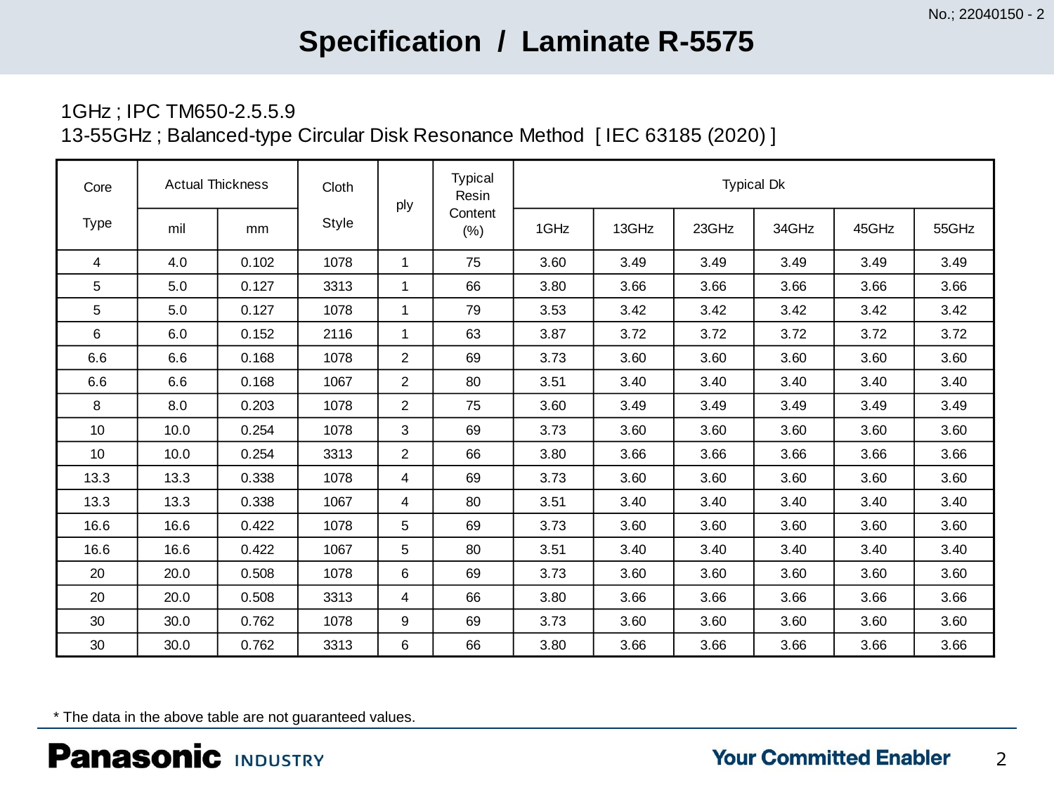# Specification / Laminate R-5575

1GHz ; IPC TM650-2.5.5.9
13-55GHz ; Balanced-type Circular Disk Resonance Method [ IEC 63185 (2020) ]

| Core Type | Actual Thickness | | Cloth Style | ply | Typical Resin Content (%) | Typical Dk | | | | | |
|---|---|---|---|---|---|---|---|---|---|---|---|
| | mil | mm | | | | 1GHz | 13GHz | 23GHz | 34GHz | 45GHz | 55GHz |
| 4 | 4.0 | 0.102 | 1078 | 1 | 75 | 3.60 | 3.49 | 3.49 | 3.49 | 3.49 | 3.49 |
| 5 | 5.0 | 0.127 | 3313 | 1 | 66 | 3.80 | 3.66 | 3.66 | 3.66 | 3.66 | 3.66 |
| 5 | 5.0 | 0.127 | 1078 | 1 | 79 | 3.53 | 3.42 | 3.42 | 3.42 | 3.42 | 3.42 |
| 6 | 6.0 | 0.152 | 2116 | 1 | 63 | 3.87 | 3.72 | 3.72 | 3.72 | 3.72 | 3.72 |
| 6.6 | 6.6 | 0.168 | 1078 | 2 | 69 | 3.73 | 3.60 | 3.60 | 3.60 | 3.60 | 3.60 |
| 6.6 | 6.6 | 0.168 | 1067 | 2 | 80 | 3.51 | 3.40 | 3.40 | 3.40 | 3.40 | 3.40 |
| 8 | 8.0 | 0.203 | 1078 | 2 | 75 | 3.60 | 3.49 | 3.49 | 3.49 | 3.49 | 3.49 |
| 10 | 10.0 | 0.254 | 1078 | 3 | 69 | 3.73 | 3.60 | 3.60 | 3.60 | 3.60 | 3.60 |
| 10 | 10.0 | 0.254 | 3313 | 2 | 66 | 3.80 | 3.66 | 3.66 | 3.66 | 3.66 | 3.66 |
| 13.3 | 13.3 | 0.338 | 1078 | 4 | 69 | 3.73 | 3.60 | 3.60 | 3.60 | 3.60 | 3.60 |
| 13.3 | 13.3 | 0.338 | 1067 | 4 | 80 | 3.51 | 3.40 | 3.40 | 3.40 | 3.40 | 3.40 |
| 16.6 | 16.6 | 0.422 | 1078 | 5 | 69 | 3.73 | 3.60 | 3.60 | 3.60 | 3.60 | 3.60 |
| 16.6 | 16.6 | 0.422 | 1067 | 5 | 80 | 3.51 | 3.40 | 3.40 | 3.40 | 3.40 | 3.40 |
| 20 | 20.0 | 0.508 | 1078 | 6 | 69 | 3.73 | 3.60 | 3.60 | 3.60 | 3.60 | 3.60 |
| 20 | 20.0 | 0.508 | 3313 | 4 | 66 | 3.80 | 3.66 | 3.66 | 3.66 | 3.66 | 3.66 |
| 30 | 30.0 | 0.762 | 1078 | 9 | 69 | 3.73 | 3.60 | 3.60 | 3.60 | 3.60 | 3.60 |
| 30 | 30.0 | 0.762 | 3313 | 6 | 66 | 3.80 | 3.66 | 3.66 | 3.66 | 3.66 | 3.66 |

* The data in the above table are not guaranteed values.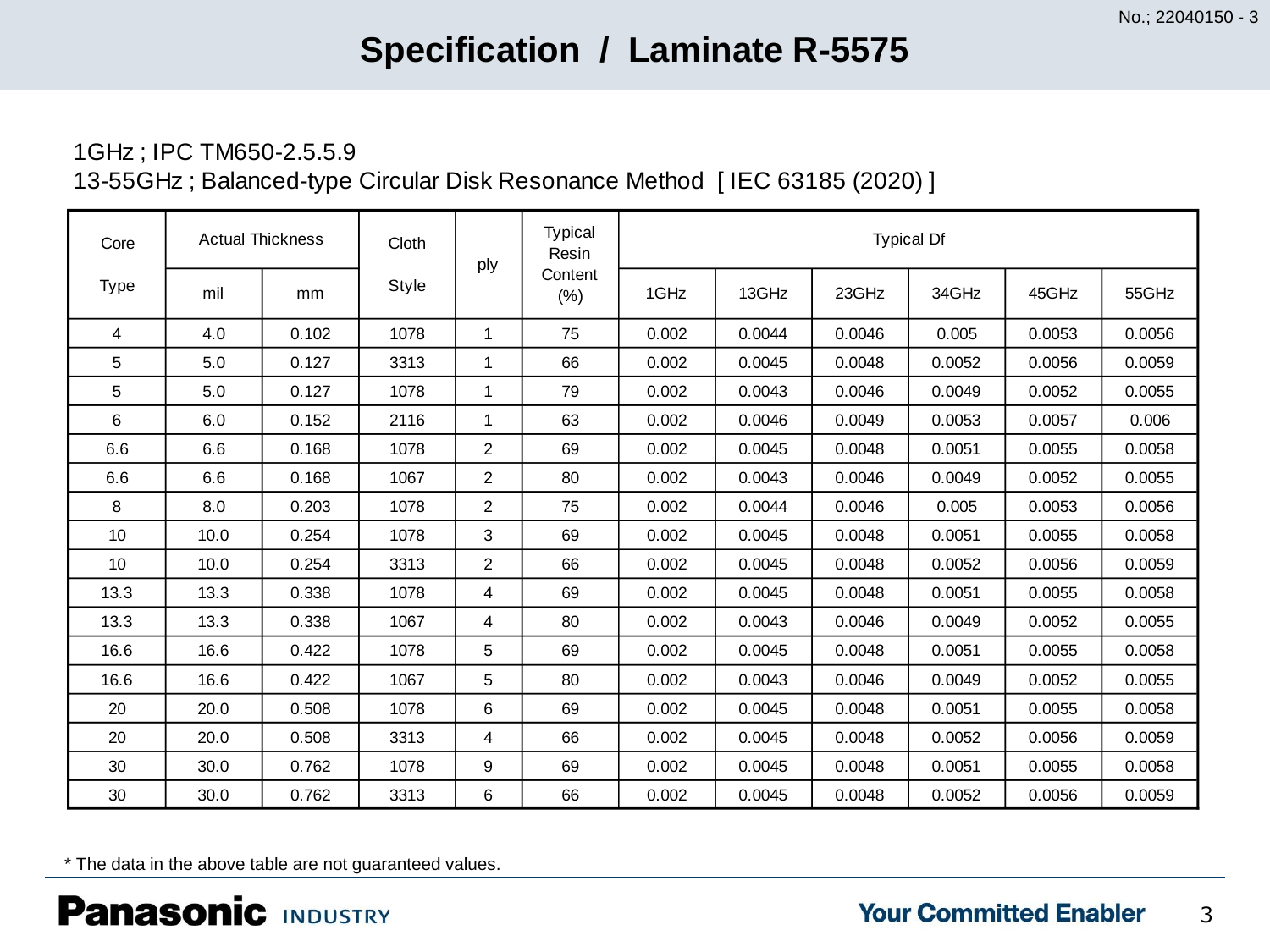# Specification / Laminate R-5575

1GHz ; IPC TM650-2.5.5.9

13-55GHz ; Balanced-type Circular Disk Resonance Method [ IEC 63185 (2020) ]

| Core Type | Actual Thickness | | Cloth Style | ply | Typical Resin Content (%) | Typical Df | | | | | |
|---|---|---|---|---|---|---|---|---|---|---|---|
| | mil | mm | | | | 1GHz | 13GHz | 23GHz | 34GHz | 45GHz | 55GHz |
| 4 | 4.0 | 0.102 | 1078 | 1 | 75 | 0.002 | 0.0044 | 0.0046 | 0.005 | 0.0053 | 0.0056 |
| 5 | 5.0 | 0.127 | 3313 | 1 | 66 | 0.002 | 0.0045 | 0.0048 | 0.0052 | 0.0056 | 0.0059 |
| 5 | 5.0 | 0.127 | 1078 | 1 | 79 | 0.002 | 0.0043 | 0.0046 | 0.0049 | 0.0052 | 0.0055 |
| 6 | 6.0 | 0.152 | 2116 | 1 | 63 | 0.002 | 0.0046 | 0.0049 | 0.0053 | 0.0057 | 0.006 |
| 6.6 | 6.6 | 0.168 | 1078 | 2 | 69 | 0.002 | 0.0045 | 0.0048 | 0.0051 | 0.0055 | 0.0058 |
| 6.6 | 6.6 | 0.168 | 1067 | 2 | 80 | 0.002 | 0.0043 | 0.0046 | 0.0049 | 0.0052 | 0.0055 |
| 8 | 8.0 | 0.203 | 1078 | 2 | 75 | 0.002 | 0.0044 | 0.0046 | 0.005 | 0.0053 | 0.0056 |
| 10 | 10.0 | 0.254 | 1078 | 3 | 69 | 0.002 | 0.0045 | 0.0048 | 0.0051 | 0.0055 | 0.0058 |
| 10 | 10.0 | 0.254 | 3313 | 2 | 66 | 0.002 | 0.0045 | 0.0048 | 0.0052 | 0.0056 | 0.0059 |
| 13.3 | 13.3 | 0.338 | 1078 | 4 | 69 | 0.002 | 0.0045 | 0.0048 | 0.0051 | 0.0055 | 0.0058 |
| 13.3 | 13.3 | 0.338 | 1067 | 4 | 80 | 0.002 | 0.0043 | 0.0046 | 0.0049 | 0.0052 | 0.0055 |
| 16.6 | 16.6 | 0.422 | 1078 | 5 | 69 | 0.002 | 0.0045 | 0.0048 | 0.0051 | 0.0055 | 0.0058 |
| 16.6 | 16.6 | 0.422 | 1067 | 5 | 80 | 0.002 | 0.0043 | 0.0046 | 0.0049 | 0.0052 | 0.0055 |
| 20 | 20.0 | 0.508 | 1078 | 6 | 69 | 0.002 | 0.0045 | 0.0048 | 0.0051 | 0.0055 | 0.0058 |
| 20 | 20.0 | 0.508 | 3313 | 4 | 66 | 0.002 | 0.0045 | 0.0048 | 0.0052 | 0.0056 | 0.0059 |
| 30 | 30.0 | 0.762 | 1078 | 9 | 69 | 0.002 | 0.0045 | 0.0048 | 0.0051 | 0.0055 | 0.0058 |
| 30 | 30.0 | 0.762 | 3313 | 6 | 66 | 0.002 | 0.0045 | 0.0048 | 0.0052 | 0.0056 | 0.0059 |

* The data in the above table are not guaranteed values.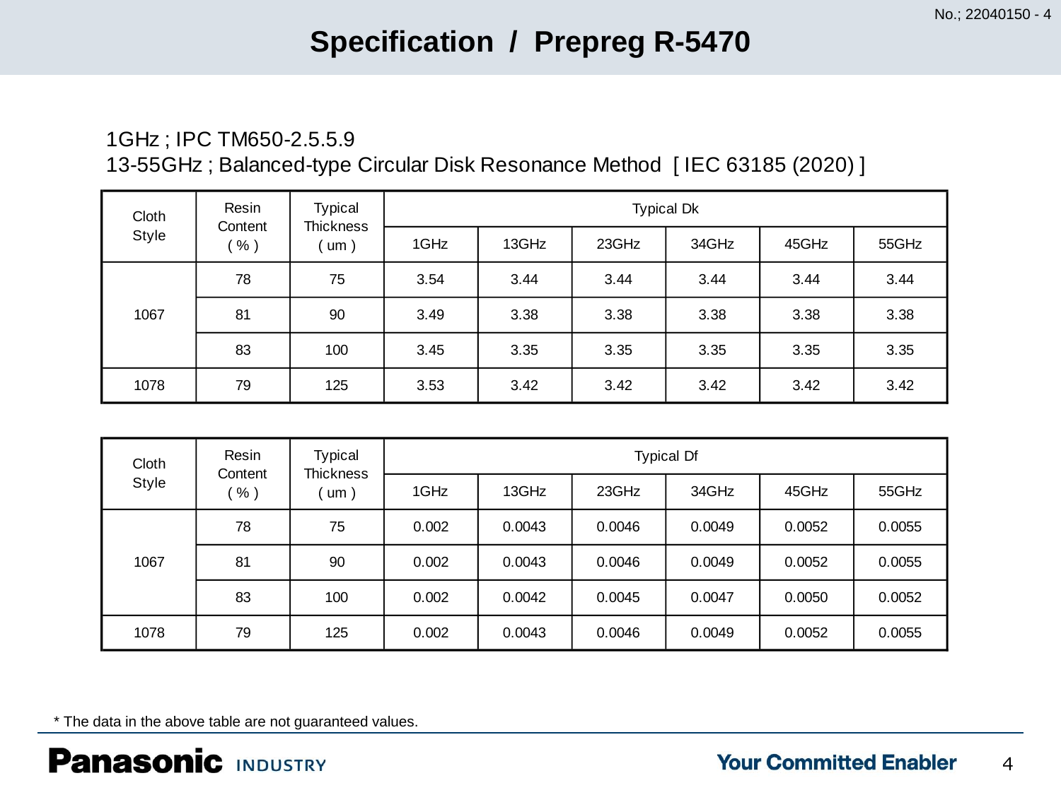# Specification / Prepreg R-5470

1GHz ; IPC TM650-2.5.5.9
13-55GHz ; Balanced-type Circular Disk Resonance Method [ IEC 63185 (2020) ]

| Cloth Style | Resin Content ( % ) | Typical Thickness ( um ) | Typical Dk | | | | | |
|---|---|---|---|---|---|---|---|---|
| | | | 1GHz | 13GHz | 23GHz | 34GHz | 45GHz | 55GHz |
| 1067 | 78 | 75 | 3.54 | 3.44 | 3.44 | 3.44 | 3.44 | 3.44 |
| | 81 | 90 | 3.49 | 3.38 | 3.38 | 3.38 | 3.38 | 3.38 |
| | 83 | 100 | 3.45 | 3.35 | 3.35 | 3.35 | 3.35 | 3.35 |
| 1078 | 79 | 125 | 3.53 | 3.42 | 3.42 | 3.42 | 3.42 | 3.42 |

| Cloth Style | Resin Content ( % ) | Typical Thickness ( um ) | Typical Df | | | | | |
|---|---|---|---|---|---|---|---|---|
| | | | 1GHz | 13GHz | 23GHz | 34GHz | 45GHz | 55GHz |
| 1067 | 78 | 75 | 0.002 | 0.0043 | 0.0046 | 0.0049 | 0.0052 | 0.0055 |
| | 81 | 90 | 0.002 | 0.0043 | 0.0046 | 0.0049 | 0.0052 | 0.0055 |
| | 83 | 100 | 0.002 | 0.0042 | 0.0045 | 0.0047 | 0.0050 | 0.0052 |
| 1078 | 79 | 125 | 0.002 | 0.0043 | 0.0046 | 0.0049 | 0.0052 | 0.0055 |

* The data in the above table are not guaranteed values.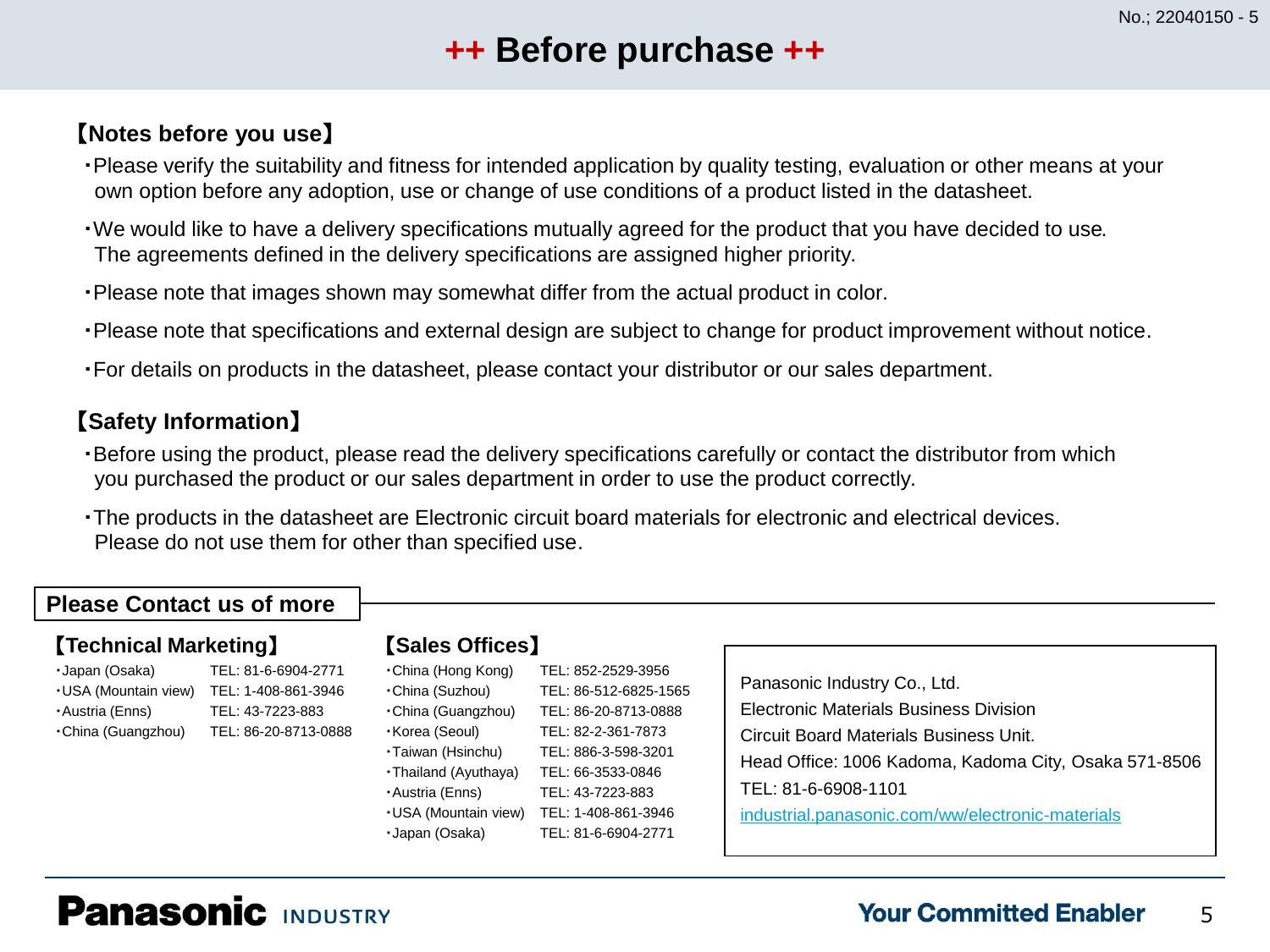# ++ Before purchase ++

## 【Notes before you use】

- Please verify the suitability and fitness for intended application by quality testing, evaluation or other means at your own option before any adoption, use or change of use conditions of a product listed in the datasheet.
- We would like to have a delivery specifications mutually agreed for the product that you have decided to use. The agreements defined in the delivery specifications are assigned higher priority.
- Please note that images shown may somewhat differ from the actual product in color.
- Please note that specifications and external design are subject to change for product improvement without notice.
- For details on products in the datasheet, please contact your distributor or our sales department.

## 【Safety Information】

- Before using the product, please read the delivery specifications carefully or contact the distributor from which you purchased the product or our sales department in order to use the product correctly.
- The products in the datasheet are Electronic circuit board materials for electronic and electrical devices. Please do not use them for other than specified use.

## Please Contact us of more

### 【Technical Marketing】

| | |
|---|---|
| ・Japan (Osaka) | TEL: 81-6-6904-2771 |
| ・USA (Mountain view) | TEL: 1-408-861-3946 |
| ・Austria (Enns) | TEL: 43-7223-883 |
| ・China (Guangzhou) | TEL: 86-20-8713-0888 |

### 【Sales Offices】

| | |
|---|---|
| ・China (Hong Kong) | TEL: 852-2529-3956 |
| ・China (Suzhou) | TEL: 86-512-6825-1565 |
| ・China (Guangzhou) | TEL: 86-20-8713-0888 |
| ・Korea (Seoul) | TEL: 82-2-361-7873 |
| ・Taiwan (Hsinchu) | TEL: 886-3-598-3201 |
| ・Thailand (Ayuthaya) | TEL: 66-3533-0846 |
| ・Austria (Enns) | TEL: 43-7223-883 |
| ・USA (Mountain view) | TEL: 1-408-861-3946 |
| ・Japan (Osaka) | TEL: 81-6-6904-2771 |

Panasonic Industry Co., Ltd.
Electronic Materials Business Division
Circuit Board Materials Business Unit.
Head Office: 1006 Kadoma, Kadoma City, Osaka 571-8506
TEL: 81-6-6908-1101
industrial.panasonic.com/ww/electronic-materials